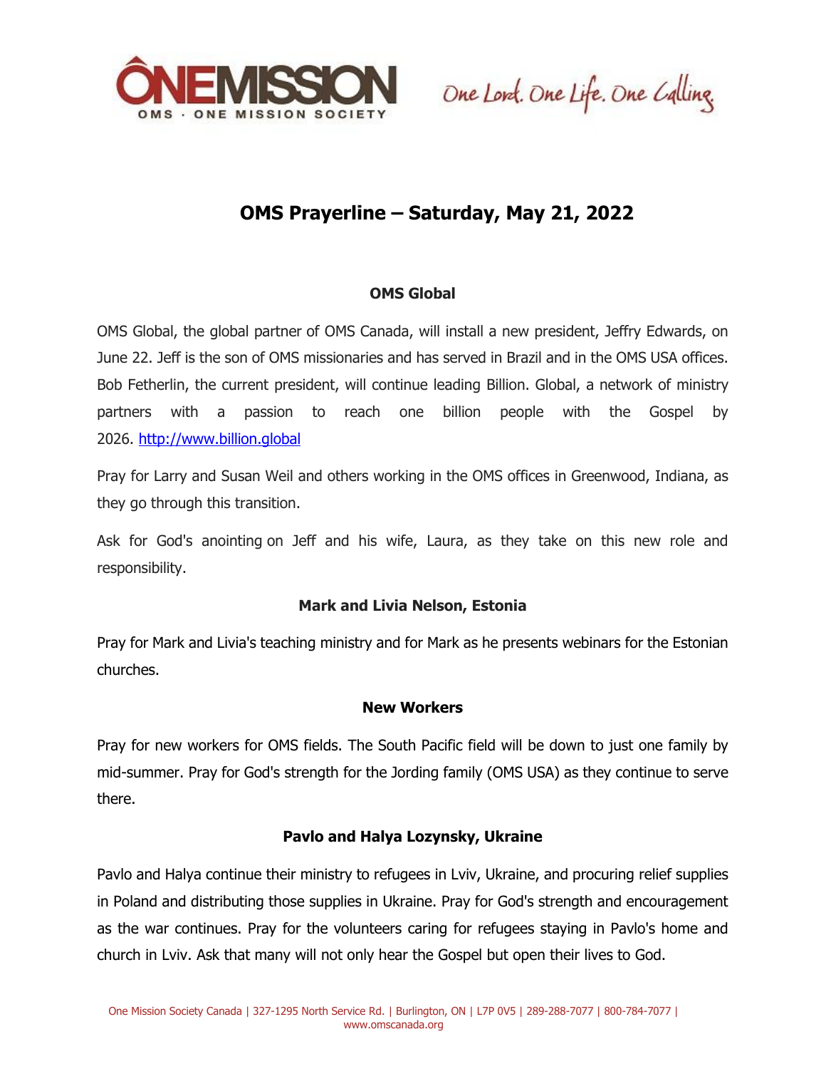# OMS Prayerline – Saturday, May 21, 2022

### OMS Global

OMS Global, the global partner of OMS Canada, will install a new president, Jeffry Edwards, on June 22. Jeff is the son of OMS missionaries and has served in Brazil and in the OMS USA offices. Bob Fetherlin, the current president, will continue leading Billion. Global, a network of ministry partners with a passion to reach one billion people with the Gospel by 2026. http://www.billion.global

Pray for Larry and Susan Weil and others working in the OMS offices in Greenwood, Indiana, as they go through this transition.

Ask for God's anointing on Jeff and his wife, Laura, as they take on this new role and responsibility.

### Mark and Livia Nelson, Estonia

Pray for Mark and Livia's teaching ministry and for Mark as he presents webinars for the Estonian churches.

### New Workers

Pray for new workers for OMS fields. The South Pacific field will be down to just one family by mid-summer. Pray for God's strength for the Jording family (OMS USA) as they continue to serve there.

### Pavlo and Halya Lozynsky, Ukraine

Pavlo and Halya continue their ministry to refugees in Lviv, Ukraine, and procuring relief supplies in Poland and distributing those supplies in Ukraine. Pray for God's strength and encouragement as the war continues. Pray for the volunteers caring for refugees staying in Pavlo's home and church in Lviv. Ask that many will not only hear the Gospel but open their lives to God.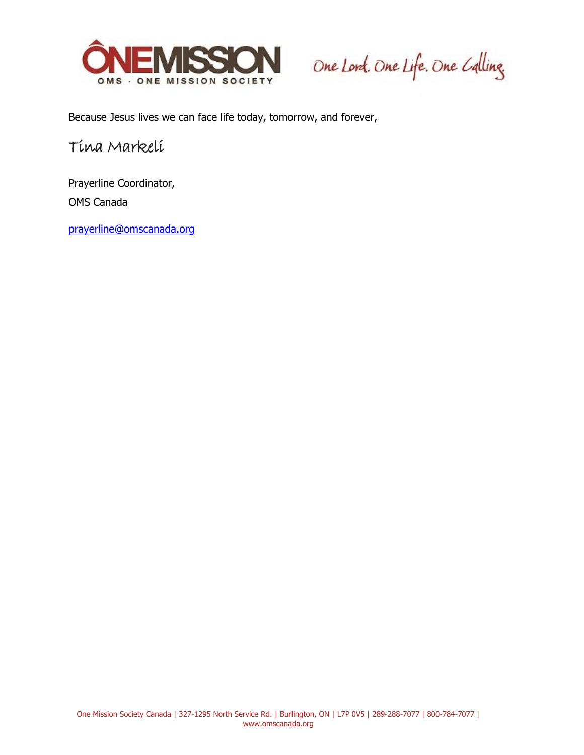Because Jesus lives we can face life today, tomorrow, and forever,

Tina Markeli

Prayerline Coordinator,

OMS Canada

prayerline@omscanada.org